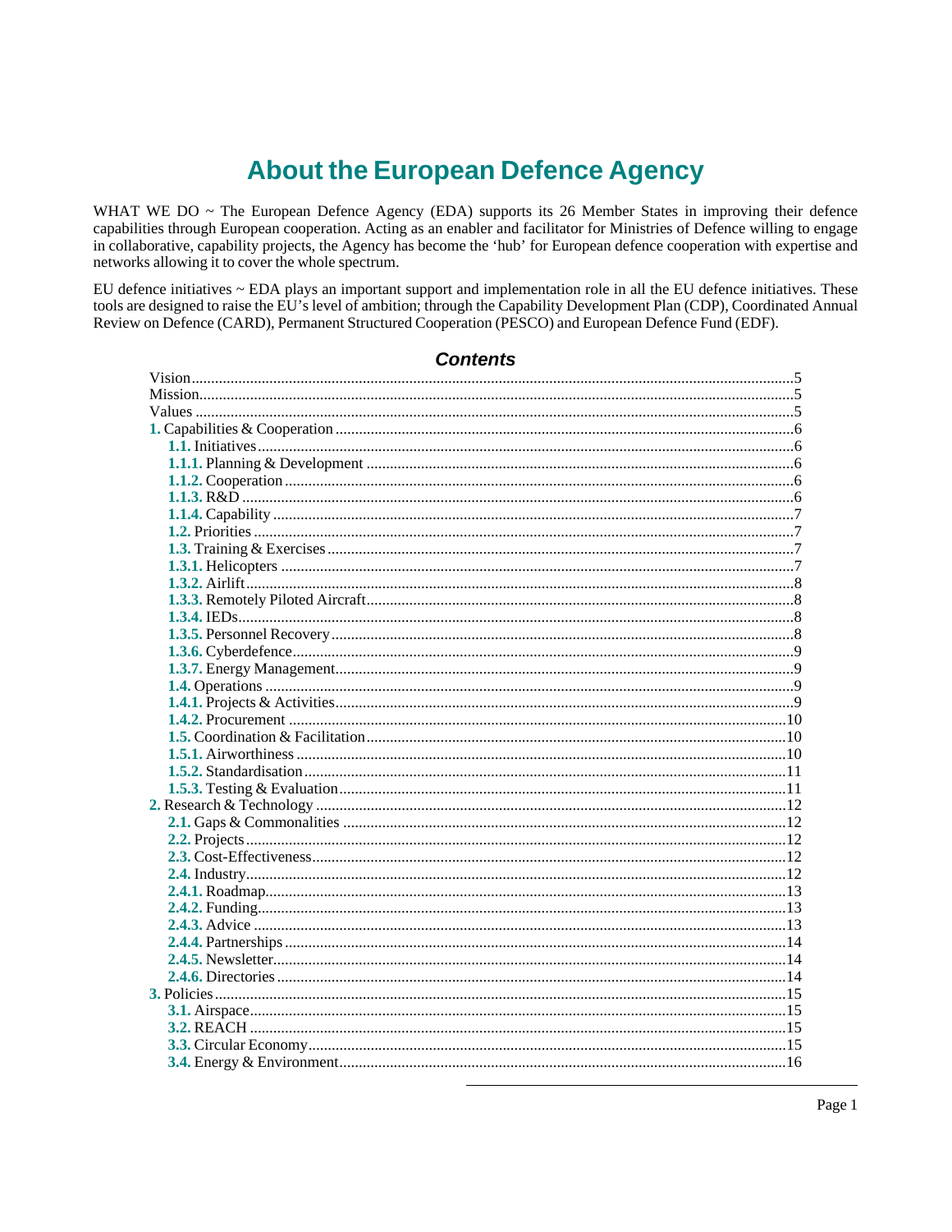# About the European Defence Agency

WHAT WE DO ~ The European Defence Agency (EDA) supports its 26 Member States in improving their defence capabilities through European cooperation. Acting as an enabler and facilitator for Ministries of Defence willing to engage in collaborative, capability projects, the Agency has become the 'hub' for European defence cooperation with expertise and networks allowing it to cover the whole spectrum.

EU defence initiatives ~ EDA plays an important support and implementation role in all the EU defence initiatives. These tools are designed to raise the EU's level of ambition; through the Capability Development Plan (CDP), Coordinated Annual Review on Defence (CARD), Permanent Structured Cooperation (PESCO) and European Defence Fund (EDF).

## Contents

- Vision ........ 5
- Mission ........ 5
- Values ........ 5
- **1.** Capabilities & Cooperation ........ 6
  - **1.1.** Initiatives ........ 6
  - **1.1.1.** Planning & Development ........ 6
  - **1.1.2.** Cooperation ........ 6
  - **1.1.3.** R&D ........ 6
  - **1.1.4.** Capability ........ 7
  - **1.2.** Priorities ........ 7
  - **1.3.** Training & Exercises ........ 7
  - **1.3.1.** Helicopters ........ 7
  - **1.3.2.** Airlift ........ 8
  - **1.3.3.** Remotely Piloted Aircraft ........ 8
  - **1.3.4.** IEDs ........ 8
  - **1.3.5.** Personnel Recovery ........ 8
  - **1.3.6.** Cyberdefence ........ 9
  - **1.3.7.** Energy Management ........ 9
  - **1.4.** Operations ........ 9
  - **1.4.1.** Projects & Activities ........ 9
  - **1.4.2.** Procurement ........ 10
  - **1.5.** Coordination & Facilitation ........ 10
  - **1.5.1.** Airworthiness ........ 10
  - **1.5.2.** Standardisation ........ 11
  - **1.5.3.** Testing & Evaluation ........ 11
- **2.** Research & Technology ........ 12
  - **2.1.** Gaps & Commonalities ........ 12
  - **2.2.** Projects ........ 12
  - **2.3.** Cost-Effectiveness ........ 12
  - **2.4.** Industry ........ 12
  - **2.4.1.** Roadmap ........ 13
  - **2.4.2.** Funding ........ 13
  - **2.4.3.** Advice ........ 13
  - **2.4.4.** Partnerships ........ 14
  - **2.4.5.** Newsletter ........ 14
  - **2.4.6.** Directories ........ 14
- **3.** Policies ........ 15
  - **3.1.** Airspace ........ 15
  - **3.2.** REACH ........ 15
  - **3.3.** Circular Economy ........ 15
  - **3.4.** Energy & Environment ........ 16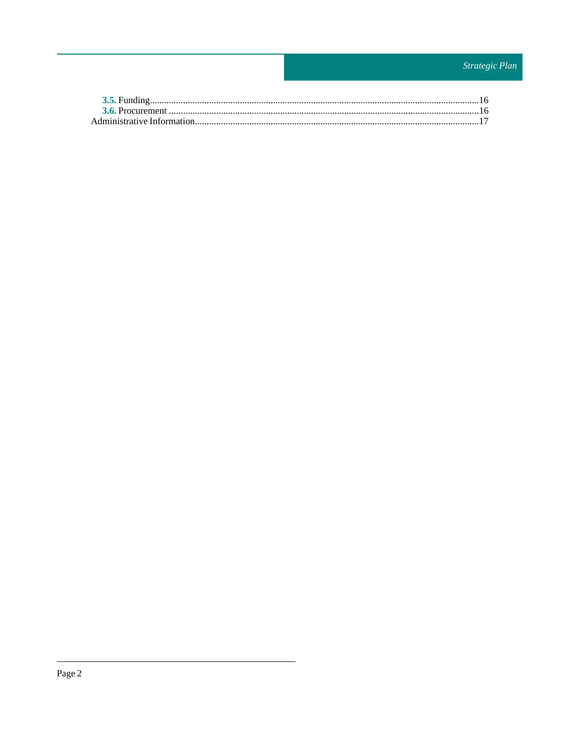**3.5.** Funding ........................................................................................................................ 16
**3.6.** Procurement ................................................................................................................ 16
Administrative Information ................................................................................................ 17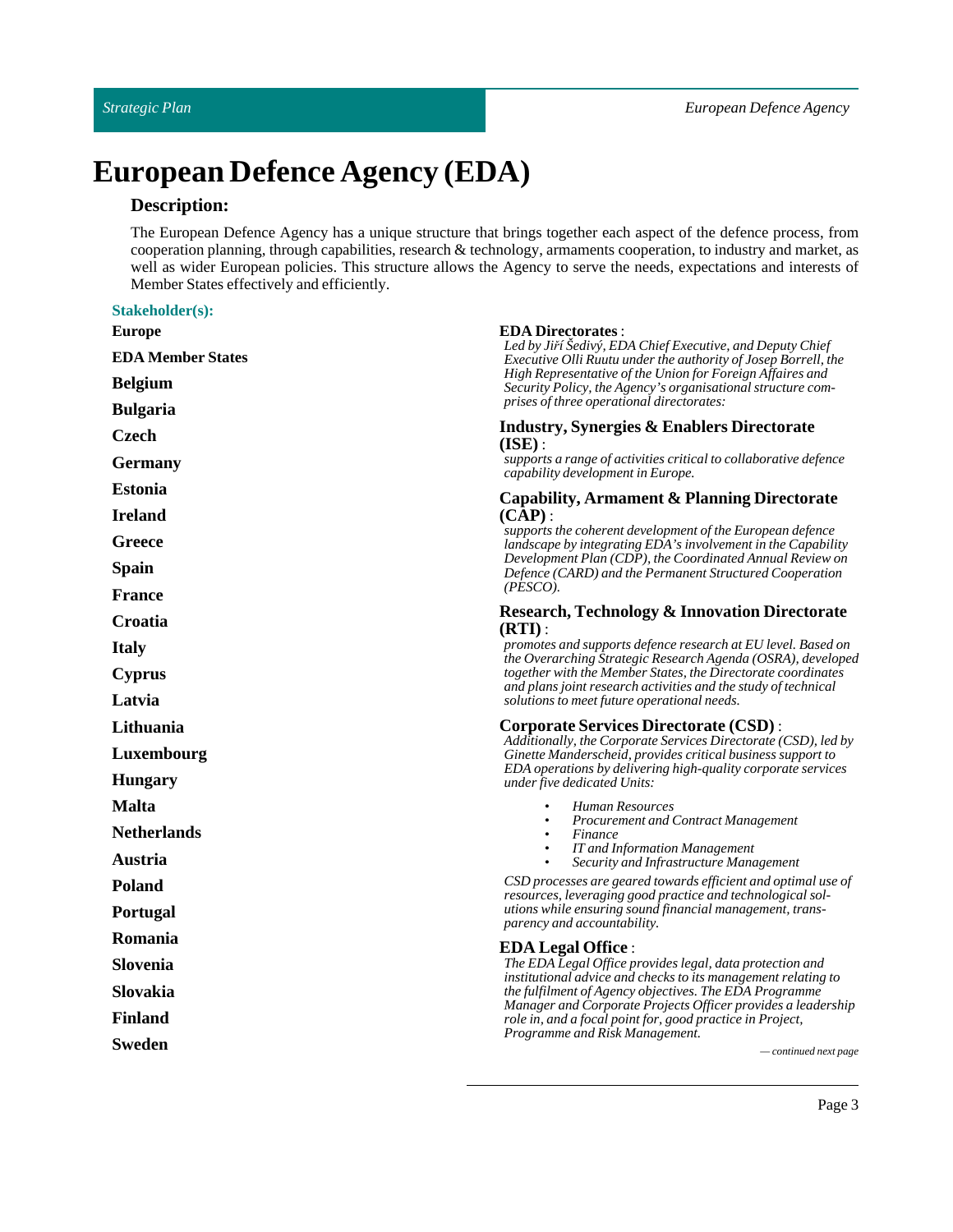# European Defence Agency (EDA)

## Description:

The European Defence Agency has a unique structure that brings together each aspect of the defence process, from cooperation planning, through capabilities, research & technology, armaments cooperation, to industry and market, as well as wider European policies. This structure allows the Agency to serve the needs, expectations and interests of Member States effectively and efficiently.

### Stakeholder(s):

**Europe**

**EDA Member States**

**Belgium**

**Bulgaria**

**Czech**

**Germany**

**Estonia**

**Ireland**

**Greece**

**Spain**

**France**

**Croatia**

**Italy**

**Cyprus**

**Latvia**

**Lithuania**

**Luxembourg**

**Hungary**

**Malta**

**Netherlands**

**Austria**

**Poland**

**Portugal**

**Romania**

**Slovenia**

**Slovakia**

**Finland**

**Sweden**

**EDA Directorates** :
*Led by Jiří Šedivý, EDA Chief Executive, and Deputy Chief Executive Olli Ruutu under the authority of Josep Borrell, the High Representative of the Union for Foreign Affaires and Security Policy, the Agency's organisational structure comprises of three operational directorates:*

**Industry, Synergies & Enablers Directorate (ISE)** :
*supports a range of activities critical to collaborative defence capability development in Europe.*

**Capability, Armament & Planning Directorate (CAP)** :
*supports the coherent development of the European defence landscape by integrating EDA's involvement in the Capability Development Plan (CDP), the Coordinated Annual Review on Defence (CARD) and the Permanent Structured Cooperation (PESCO).*

**Research, Technology & Innovation Directorate (RTI)** :
*promotes and supports defence research at EU level. Based on the Overarching Strategic Research Agenda (OSRA), developed together with the Member States, the Directorate coordinates and plans joint research activities and the study of technical solutions to meet future operational needs.*

**Corporate Services Directorate (CSD)** :
*Additionally, the Corporate Services Directorate (CSD), led by Ginette Manderscheid, provides critical business support to EDA operations by delivering high-quality corporate services under five dedicated Units:*

- *Human Resources*
- *Procurement and Contract Management*
- *Finance*
- *IT and Information Management*
- *Security and Infrastructure Management*

*CSD processes are geared towards efficient and optimal use of resources, leveraging good practice and technological solutions while ensuring sound financial management, transparency and accountability.*

**EDA Legal Office** :
*The EDA Legal Office provides legal, data protection and institutional advice and checks to its management relating to the fulfilment of Agency objectives. The EDA Programme Manager and Corporate Projects Officer provides a leadership role in, and a focal point for, good practice in Project, Programme and Risk Management.*

*— continued next page*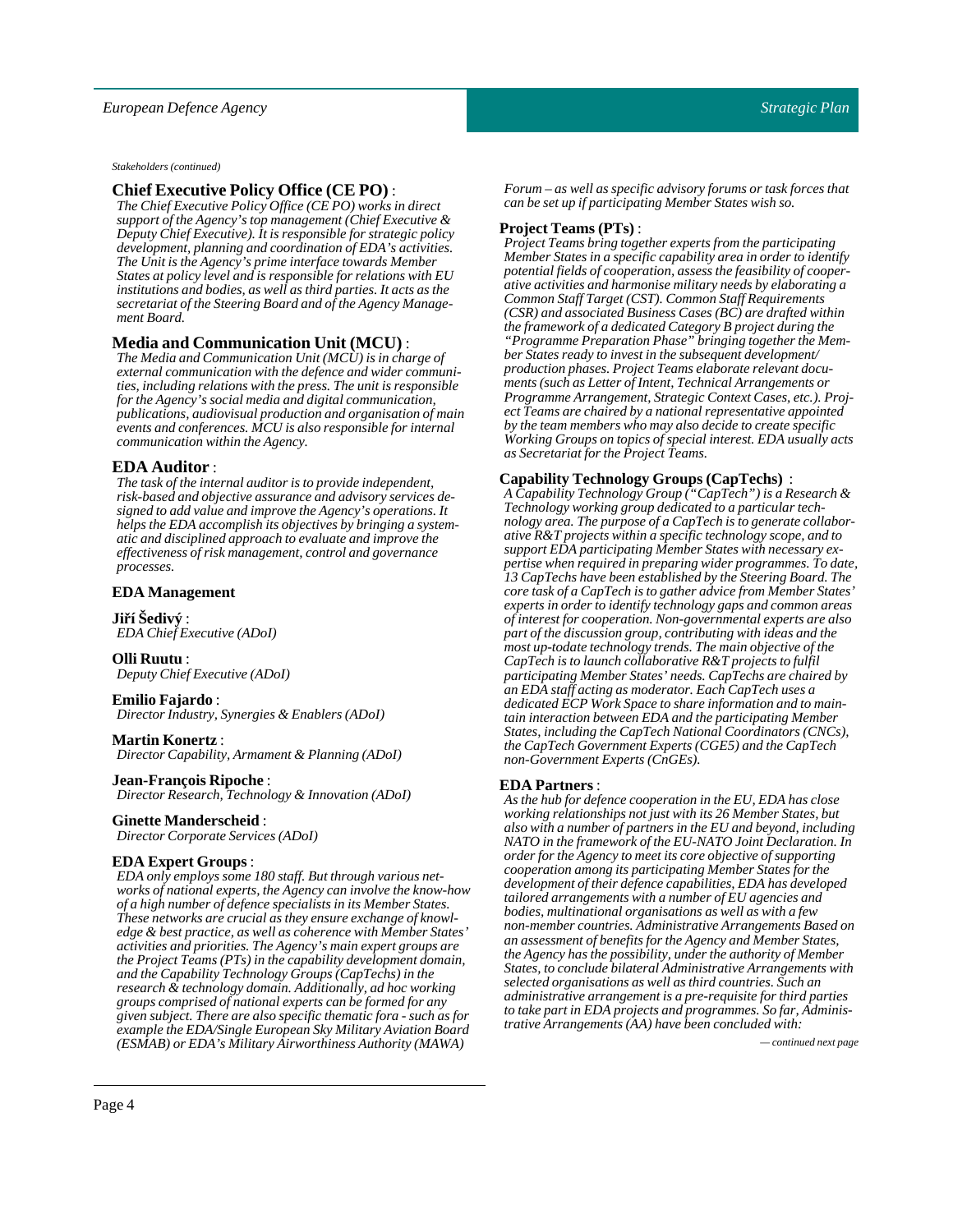*Stakeholders (continued)*

### Chief Executive Policy Office (CE PO) :

*The Chief Executive Policy Office (CE PO) works in direct support of the Agency's top management (Chief Executive & Deputy Chief Executive). It is responsible for strategic policy development, planning and coordination of EDA's activities. The Unit is the Agency's prime interface towards Member States at policy level and is responsible for relations with EU institutions and bodies, as well as third parties. It acts as the secretariat of the Steering Board and of the Agency Management Board.*

### Media and Communication Unit (MCU) :

*The Media and Communication Unit (MCU) is in charge of external communication with the defence and wider communities, including relations with the press. The unit is responsible for the Agency's social media and digital communication, publications, audiovisual production and organisation of main events and conferences. MCU is also responsible for internal communication within the Agency.*

### EDA Auditor :

*The task of the internal auditor is to provide independent, risk-based and objective assurance and advisory services designed to add value and improve the Agency's operations. It helps the EDA accomplish its objectives by bringing a systematic and disciplined approach to evaluate and improve the effectiveness of risk management, control and governance processes.*

**EDA Management**

**Jiří Šedivý** :
*EDA Chief Executive (ADoI)*

**Olli Ruutu** :
*Deputy Chief Executive (ADoI)*

**Emilio Fajardo** :
*Director Industry, Synergies & Enablers (ADoI)*

**Martin Konertz** :
*Director Capability, Armament & Planning (ADoI)*

**Jean-François Ripoche** :
*Director Research, Technology & Innovation (ADoI)*

**Ginette Manderscheid** :
*Director Corporate Services (ADoI)*

**EDA Expert Groups** :
*EDA only employs some 180 staff. But through various networks of national experts, the Agency can involve the know-how of a high number of defence specialists in its Member States. These networks are crucial as they ensure exchange of knowledge & best practice, as well as coherence with Member States' activities and priorities. The Agency's main expert groups are the Project Teams (PTs) in the capability development domain, and the Capability Technology Groups (CapTechs) in the research & technology domain. Additionally, ad hoc working groups comprised of national experts can be formed for any given subject. There are also specific thematic fora - such as for example the EDA/Single European Sky Military Aviation Board (ESMAB) or EDA's Military Airworthiness Authority (MAWA) Forum – as well as specific advisory forums or task forces that can be set up if participating Member States wish so.*

**Project Teams (PTs)** :
*Project Teams bring together experts from the participating Member States in a specific capability area in order to identify potential fields of cooperation, assess the feasibility of cooperative activities and harmonise military needs by elaborating a Common Staff Target (CST). Common Staff Requirements (CSR) and associated Business Cases (BC) are drafted within the framework of a dedicated Category B project during the "Programme Preparation Phase" bringing together the Member States ready to invest in the subsequent development/production phases. Project Teams elaborate relevant documents (such as Letter of Intent, Technical Arrangements or Programme Arrangement, Strategic Context Cases, etc.). Project Teams are chaired by a national representative appointed by the team members who may also decide to create specific Working Groups on topics of special interest. EDA usually acts as Secretariat for the Project Teams.*

**Capability Technology Groups (CapTechs)** :
*A Capability Technology Group ("CapTech") is a Research & Technology working group dedicated to a particular technology area. The purpose of a CapTech is to generate collaborative R&T projects within a specific technology scope, and to support EDA participating Member States with necessary expertise when required in preparing wider programmes. To date, 13 CapTechs have been established by the Steering Board. The core task of a CapTech is to gather advice from Member States' experts in order to identify technology gaps and common areas of interest for cooperation. Non-governmental experts are also part of the discussion group, contributing with ideas and the most up-todate technology trends. The main objective of the CapTech is to launch collaborative R&T projects to fulfil participating Member States' needs. CapTechs are chaired by an EDA staff acting as moderator. Each CapTech uses a dedicated ECP Work Space to share information and to maintain interaction between EDA and the participating Member States, including the CapTech National Coordinators (CNCs), the CapTech Government Experts (CGE5) and the CapTech non-Government Experts (CnGEs).*

**EDA Partners** :
*As the hub for defence cooperation in the EU, EDA has close working relationships not just with its 26 Member States, but also with a number of partners in the EU and beyond, including NATO in the framework of the EU-NATO Joint Declaration. In order for the Agency to meet its core objective of supporting cooperation among its participating Member States for the development of their defence capabilities, EDA has developed tailored arrangements with a number of EU agencies and bodies, multinational organisations as well as with a few non-member countries. Administrative Arrangements Based on an assessment of benefits for the Agency and Member States, the Agency has the possibility, under the authority of Member States, to conclude bilateral Administrative Arrangements with selected organisations as well as third countries. Such an administrative arrangement is a pre-requisite for third parties to take part in EDA projects and programmes. So far, Administrative Arrangements (AA) have been concluded with:*

*— continued next page*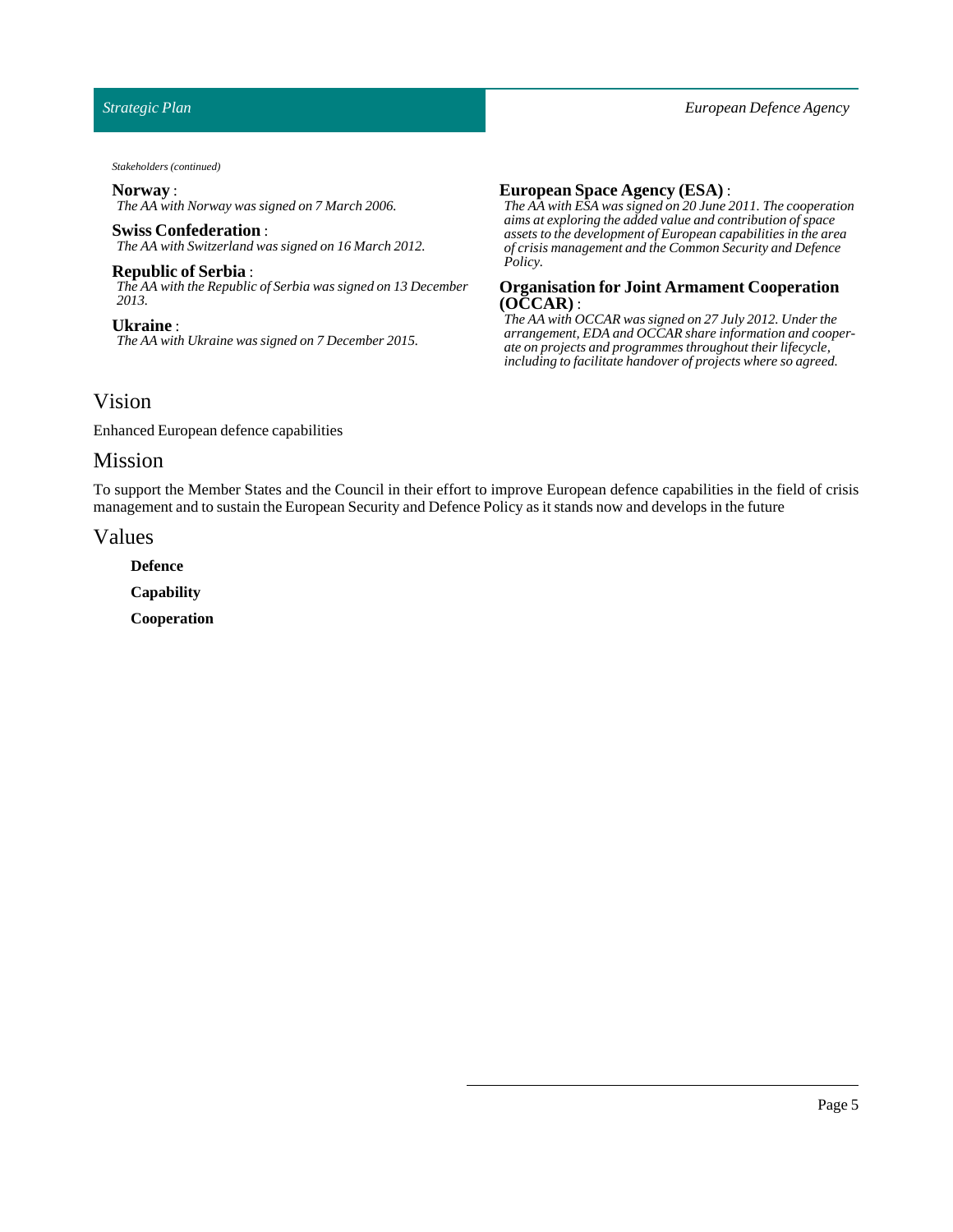*Stakeholders (continued)*

**Norway** :
*The AA with Norway was signed on 7 March 2006.*

**Swiss Confederation** :
*The AA with Switzerland was signed on 16 March 2012.*

**Republic of Serbia** :
*The AA with the Republic of Serbia was signed on 13 December 2013.*

**Ukraine** :
*The AA with Ukraine was signed on 7 December 2015.*

**European Space Agency (ESA)** :
*The AA with ESA was signed on 20 June 2011. The cooperation aims at exploring the added value and contribution of space assets to the development of European capabilities in the area of crisis management and the Common Security and Defence Policy.*

**Organisation for Joint Armament Cooperation (OCCAR)** :
*The AA with OCCAR was signed on 27 July 2012. Under the arrangement, EDA and OCCAR share information and cooperate on projects and programmes throughout their lifecycle, including to facilitate handover of projects where so agreed.*

## Vision

Enhanced European defence capabilities

## Mission

To support the Member States and the Council in their effort to improve European defence capabilities in the field of crisis management and to sustain the European Security and Defence Policy as it stands now and develops in the future

## Values

**Defence**

**Capability**

**Cooperation**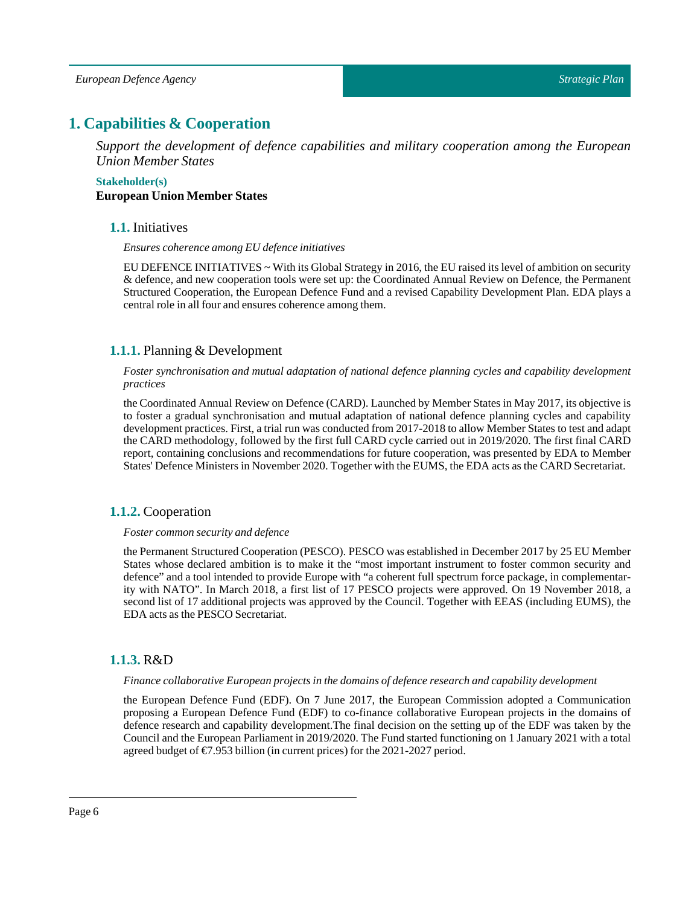# 1. Capabilities & Cooperation

*Support the development of defence capabilities and military cooperation among the European Union Member States*

**Stakeholder(s)**

**European Union Member States**

## 1.1. Initiatives

*Ensures coherence among EU defence initiatives*

EU DEFENCE INITIATIVES ~ With its Global Strategy in 2016, the EU raised its level of ambition on security & defence, and new cooperation tools were set up: the Coordinated Annual Review on Defence, the Permanent Structured Cooperation, the European Defence Fund and a revised Capability Development Plan. EDA plays a central role in all four and ensures coherence among them.

### 1.1.1. Planning & Development

*Foster synchronisation and mutual adaptation of national defence planning cycles and capability development practices*

the Coordinated Annual Review on Defence (CARD). Launched by Member States in May 2017, its objective is to foster a gradual synchronisation and mutual adaptation of national defence planning cycles and capability development practices. First, a trial run was conducted from 2017-2018 to allow Member States to test and adapt the CARD methodology, followed by the first full CARD cycle carried out in 2019/2020. The first final CARD report, containing conclusions and recommendations for future cooperation, was presented by EDA to Member States' Defence Ministers in November 2020. Together with the EUMS, the EDA acts as the CARD Secretariat.

### 1.1.2. Cooperation

*Foster common security and defence*

the Permanent Structured Cooperation (PESCO). PESCO was established in December 2017 by 25 EU Member States whose declared ambition is to make it the "most important instrument to foster common security and defence" and a tool intended to provide Europe with "a coherent full spectrum force package, in complementarity with NATO". In March 2018, a first list of 17 PESCO projects were approved. On 19 November 2018, a second list of 17 additional projects was approved by the Council. Together with EEAS (including EUMS), the EDA acts as the PESCO Secretariat.

### 1.1.3. R&D

*Finance collaborative European projects in the domains of defence research and capability development*

the European Defence Fund (EDF). On 7 June 2017, the European Commission adopted a Communication proposing a European Defence Fund (EDF) to co-finance collaborative European projects in the domains of defence research and capability development.The final decision on the setting up of the EDF was taken by the Council and the European Parliament in 2019/2020. The Fund started functioning on 1 January 2021 with a total agreed budget of €7.953 billion (in current prices) for the 2021-2027 period.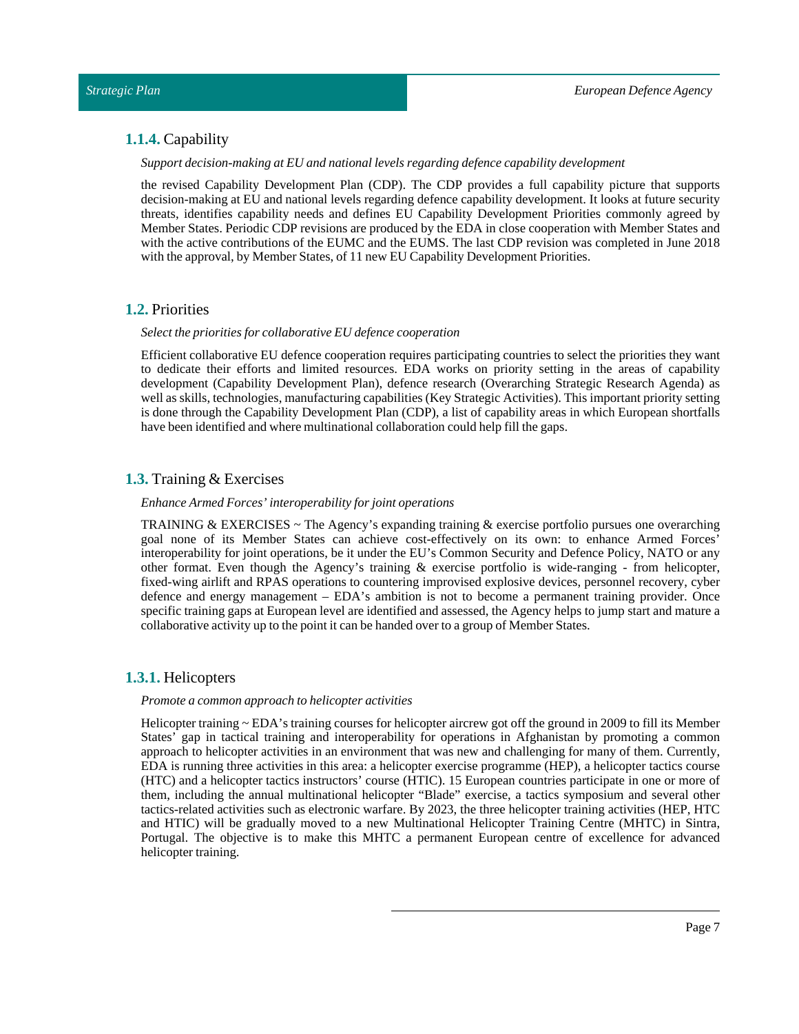### **1.1.4.** Capability

*Support decision-making at EU and national levels regarding defence capability development*

the revised Capability Development Plan (CDP). The CDP provides a full capability picture that supports decision-making at EU and national levels regarding defence capability development. It looks at future security threats, identifies capability needs and defines EU Capability Development Priorities commonly agreed by Member States. Periodic CDP revisions are produced by the EDA in close cooperation with Member States and with the active contributions of the EUMC and the EUMS. The last CDP revision was completed in June 2018 with the approval, by Member States, of 11 new EU Capability Development Priorities.

## **1.2.** Priorities

*Select the priorities for collaborative EU defence cooperation*

Efficient collaborative EU defence cooperation requires participating countries to select the priorities they want to dedicate their efforts and limited resources. EDA works on priority setting in the areas of capability development (Capability Development Plan), defence research (Overarching Strategic Research Agenda) as well as skills, technologies, manufacturing capabilities (Key Strategic Activities). This important priority setting is done through the Capability Development Plan (CDP), a list of capability areas in which European shortfalls have been identified and where multinational collaboration could help fill the gaps.

## **1.3.** Training & Exercises

*Enhance Armed Forces' interoperability for joint operations*

TRAINING & EXERCISES ~ The Agency's expanding training & exercise portfolio pursues one overarching goal none of its Member States can achieve cost-effectively on its own: to enhance Armed Forces' interoperability for joint operations, be it under the EU's Common Security and Defence Policy, NATO or any other format. Even though the Agency's training & exercise portfolio is wide-ranging - from helicopter, fixed-wing airlift and RPAS operations to countering improvised explosive devices, personnel recovery, cyber defence and energy management – EDA's ambition is not to become a permanent training provider. Once specific training gaps at European level are identified and assessed, the Agency helps to jump start and mature a collaborative activity up to the point it can be handed over to a group of Member States.

### **1.3.1.** Helicopters

*Promote a common approach to helicopter activities*

Helicopter training ~ EDA's training courses for helicopter aircrew got off the ground in 2009 to fill its Member States' gap in tactical training and interoperability for operations in Afghanistan by promoting a common approach to helicopter activities in an environment that was new and challenging for many of them. Currently, EDA is running three activities in this area: a helicopter exercise programme (HEP), a helicopter tactics course (HTC) and a helicopter tactics instructors' course (HTIC). 15 European countries participate in one or more of them, including the annual multinational helicopter "Blade" exercise, a tactics symposium and several other tactics-related activities such as electronic warfare. By 2023, the three helicopter training activities (HEP, HTC and HTIC) will be gradually moved to a new Multinational Helicopter Training Centre (MHTC) in Sintra, Portugal. The objective is to make this MHTC a permanent European centre of excellence for advanced helicopter training.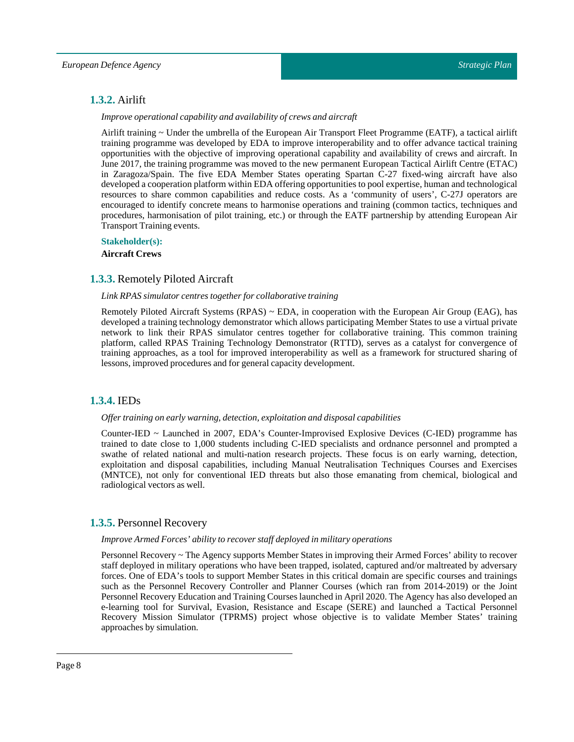### **1.3.2.** Airlift

*Improve operational capability and availability of crews and aircraft*

Airlift training ~ Under the umbrella of the European Air Transport Fleet Programme (EATF), a tactical airlift training programme was developed by EDA to improve interoperability and to offer advance tactical training opportunities with the objective of improving operational capability and availability of crews and aircraft. In June 2017, the training programme was moved to the new permanent European Tactical Airlift Centre (ETAC) in Zaragoza/Spain. The five EDA Member States operating Spartan C-27 fixed-wing aircraft have also developed a cooperation platform within EDA offering opportunities to pool expertise, human and technological resources to share common capabilities and reduce costs. As a 'community of users', C-27J operators are encouraged to identify concrete means to harmonise operations and training (common tactics, techniques and procedures, harmonisation of pilot training, etc.) or through the EATF partnership by attending European Air Transport Training events.

**Stakeholder(s):**

**Aircraft Crews**

### **1.3.3.** Remotely Piloted Aircraft

*Link RPAS simulator centres together for collaborative training*

Remotely Piloted Aircraft Systems (RPAS) ~ EDA, in cooperation with the European Air Group (EAG), has developed a training technology demonstrator which allows participating Member States to use a virtual private network to link their RPAS simulator centres together for collaborative training. This common training platform, called RPAS Training Technology Demonstrator (RTTD), serves as a catalyst for convergence of training approaches, as a tool for improved interoperability as well as a framework for structured sharing of lessons, improved procedures and for general capacity development.

### **1.3.4.** IEDs

*Offer training on early warning, detection, exploitation and disposal capabilities*

Counter-IED ~ Launched in 2007, EDA's Counter-Improvised Explosive Devices (C-IED) programme has trained to date close to 1,000 students including C-IED specialists and ordnance personnel and prompted a swathe of related national and multi-nation research projects. These focus is on early warning, detection, exploitation and disposal capabilities, including Manual Neutralisation Techniques Courses and Exercises (MNTCE), not only for conventional IED threats but also those emanating from chemical, biological and radiological vectors as well.

### **1.3.5.** Personnel Recovery

*Improve Armed Forces' ability to recover staff deployed in military operations*

Personnel Recovery ~ The Agency supports Member States in improving their Armed Forces' ability to recover staff deployed in military operations who have been trapped, isolated, captured and/or maltreated by adversary forces. One of EDA's tools to support Member States in this critical domain are specific courses and trainings such as the Personnel Recovery Controller and Planner Courses (which ran from 2014-2019) or the Joint Personnel Recovery Education and Training Courses launched in April 2020. The Agency has also developed an e-learning tool for Survival, Evasion, Resistance and Escape (SERE) and launched a Tactical Personnel Recovery Mission Simulator (TPRMS) project whose objective is to validate Member States' training approaches by simulation.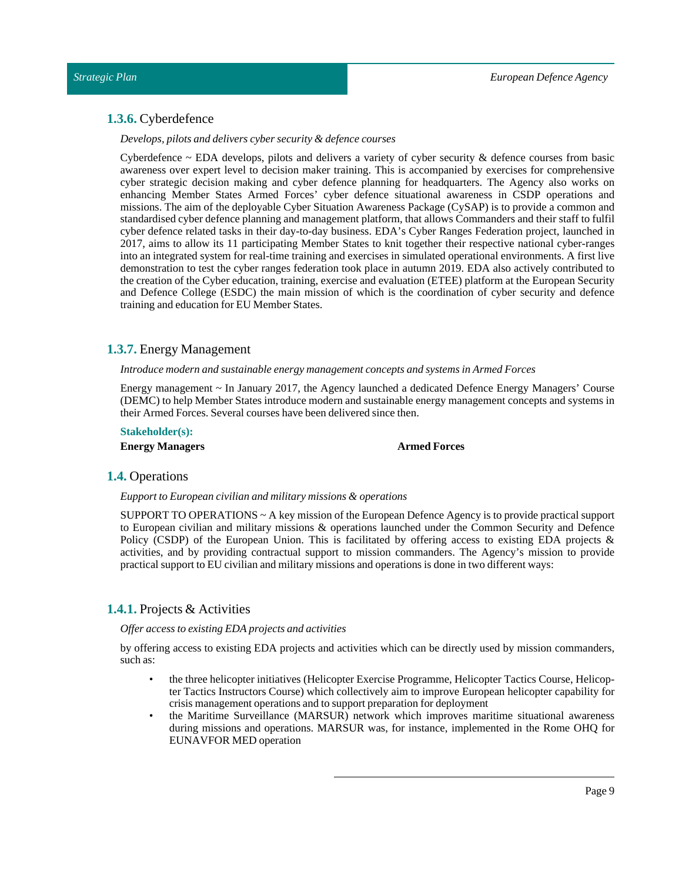### **1.3.6.** Cyberdefence

*Develops, pilots and delivers cyber security & defence courses*

Cyberdefence ~ EDA develops, pilots and delivers a variety of cyber security & defence courses from basic awareness over expert level to decision maker training. This is accompanied by exercises for comprehensive cyber strategic decision making and cyber defence planning for headquarters. The Agency also works on enhancing Member States Armed Forces' cyber defence situational awareness in CSDP operations and missions. The aim of the deployable Cyber Situation Awareness Package (CySAP) is to provide a common and standardised cyber defence planning and management platform, that allows Commanders and their staff to fulfil cyber defence related tasks in their day-to-day business. EDA's Cyber Ranges Federation project, launched in 2017, aims to allow its 11 participating Member States to knit together their respective national cyber-ranges into an integrated system for real-time training and exercises in simulated operational environments. A first live demonstration to test the cyber ranges federation took place in autumn 2019. EDA also actively contributed to the creation of the Cyber education, training, exercise and evaluation (ETEE) platform at the European Security and Defence College (ESDC) the main mission of which is the coordination of cyber security and defence training and education for EU Member States.

### **1.3.7.** Energy Management

*Introduce modern and sustainable energy management concepts and systems in Armed Forces*

Energy management ~ In January 2017, the Agency launched a dedicated Defence Energy Managers' Course (DEMC) to help Member States introduce modern and sustainable energy management concepts and systems in their Armed Forces. Several courses have been delivered since then.

**Stakeholder(s):**

**Energy Managers**

**Armed Forces**

## **1.4.** Operations

*Eupport to European civilian and military missions & operations*

SUPPORT TO OPERATIONS ~ A key mission of the European Defence Agency is to provide practical support to European civilian and military missions & operations launched under the Common Security and Defence Policy (CSDP) of the European Union. This is facilitated by offering access to existing EDA projects & activities, and by providing contractual support to mission commanders. The Agency's mission to provide practical support to EU civilian and military missions and operations is done in two different ways:

### **1.4.1.** Projects & Activities

*Offer access to existing EDA projects and activities*

by offering access to existing EDA projects and activities which can be directly used by mission commanders, such as:

- the three helicopter initiatives (Helicopter Exercise Programme, Helicopter Tactics Course, Helicopter Tactics Instructors Course) which collectively aim to improve European helicopter capability for crisis management operations and to support preparation for deployment
- the Maritime Surveillance (MARSUR) network which improves maritime situational awareness during missions and operations. MARSUR was, for instance, implemented in the Rome OHQ for EUNAVFOR MED operation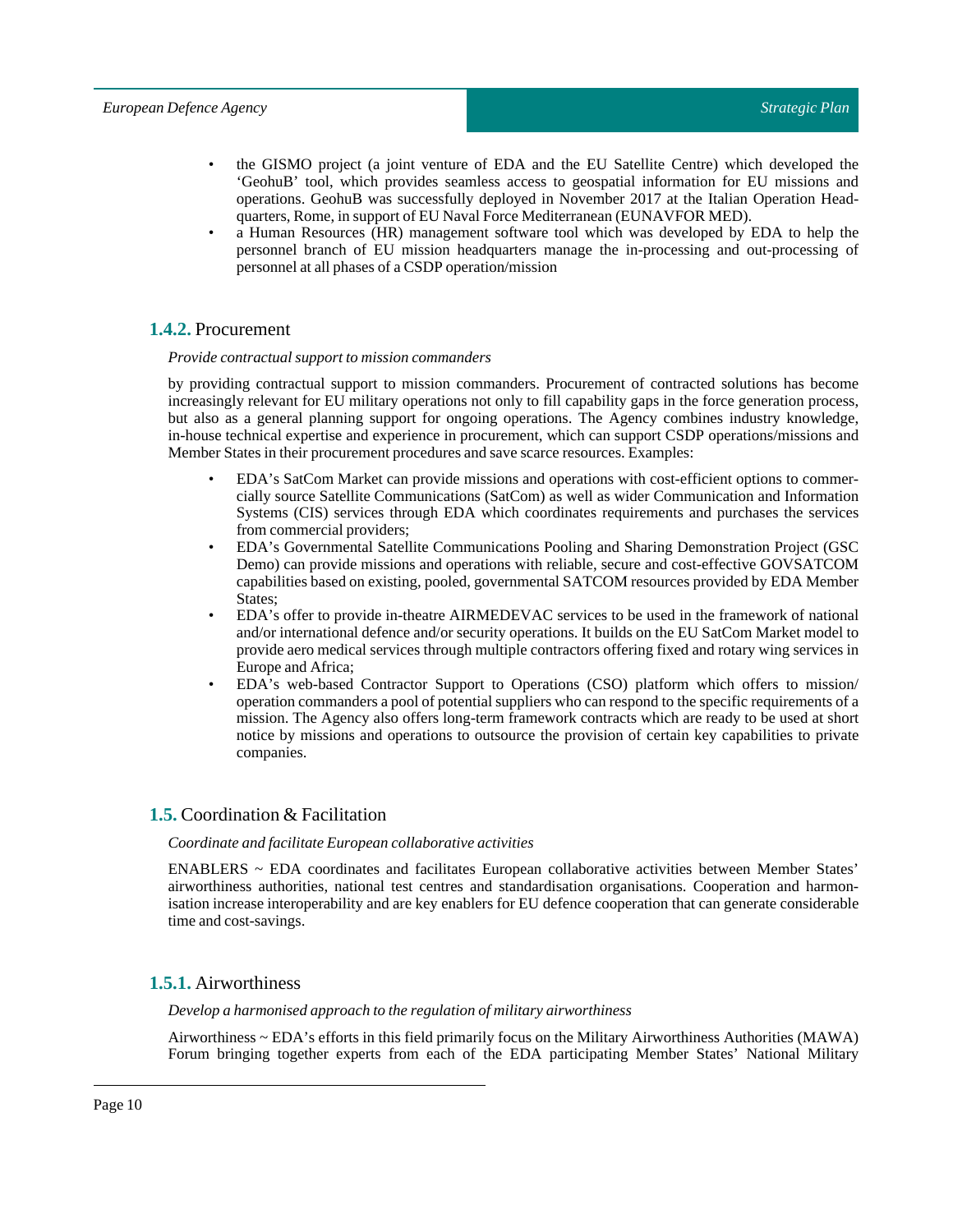- the GISMO project (a joint venture of EDA and the EU Satellite Centre) which developed the 'GeohuB' tool, which provides seamless access to geospatial information for EU missions and operations. GeohuB was successfully deployed in November 2017 at the Italian Operation Headquarters, Rome, in support of EU Naval Force Mediterranean (EUNAVFOR MED).
- a Human Resources (HR) management software tool which was developed by EDA to help the personnel branch of EU mission headquarters manage the in-processing and out-processing of personnel at all phases of a CSDP operation/mission

### 1.4.2. Procurement

*Provide contractual support to mission commanders*

by providing contractual support to mission commanders. Procurement of contracted solutions has become increasingly relevant for EU military operations not only to fill capability gaps in the force generation process, but also as a general planning support for ongoing operations. The Agency combines industry knowledge, in-house technical expertise and experience in procurement, which can support CSDP operations/missions and Member States in their procurement procedures and save scarce resources. Examples:

- EDA's SatCom Market can provide missions and operations with cost-efficient options to commercially source Satellite Communications (SatCom) as well as wider Communication and Information Systems (CIS) services through EDA which coordinates requirements and purchases the services from commercial providers;
- EDA's Governmental Satellite Communications Pooling and Sharing Demonstration Project (GSC Demo) can provide missions and operations with reliable, secure and cost-effective GOVSATCOM capabilities based on existing, pooled, governmental SATCOM resources provided by EDA Member States;
- EDA's offer to provide in-theatre AIRMEDEVAC services to be used in the framework of national and/or international defence and/or security operations. It builds on the EU SatCom Market model to provide aero medical services through multiple contractors offering fixed and rotary wing services in Europe and Africa;
- EDA's web-based Contractor Support to Operations (CSO) platform which offers to mission/operation commanders a pool of potential suppliers who can respond to the specific requirements of a mission. The Agency also offers long-term framework contracts which are ready to be used at short notice by missions and operations to outsource the provision of certain key capabilities to private companies.

## 1.5. Coordination & Facilitation

*Coordinate and facilitate European collaborative activities*

ENABLERS ~ EDA coordinates and facilitates European collaborative activities between Member States' airworthiness authorities, national test centres and standardisation organisations. Cooperation and harmonisation increase interoperability and are key enablers for EU defence cooperation that can generate considerable time and cost-savings.

### 1.5.1. Airworthiness

*Develop a harmonised approach to the regulation of military airworthiness*

Airworthiness ~ EDA's efforts in this field primarily focus on the Military Airworthiness Authorities (MAWA) Forum bringing together experts from each of the EDA participating Member States' National Military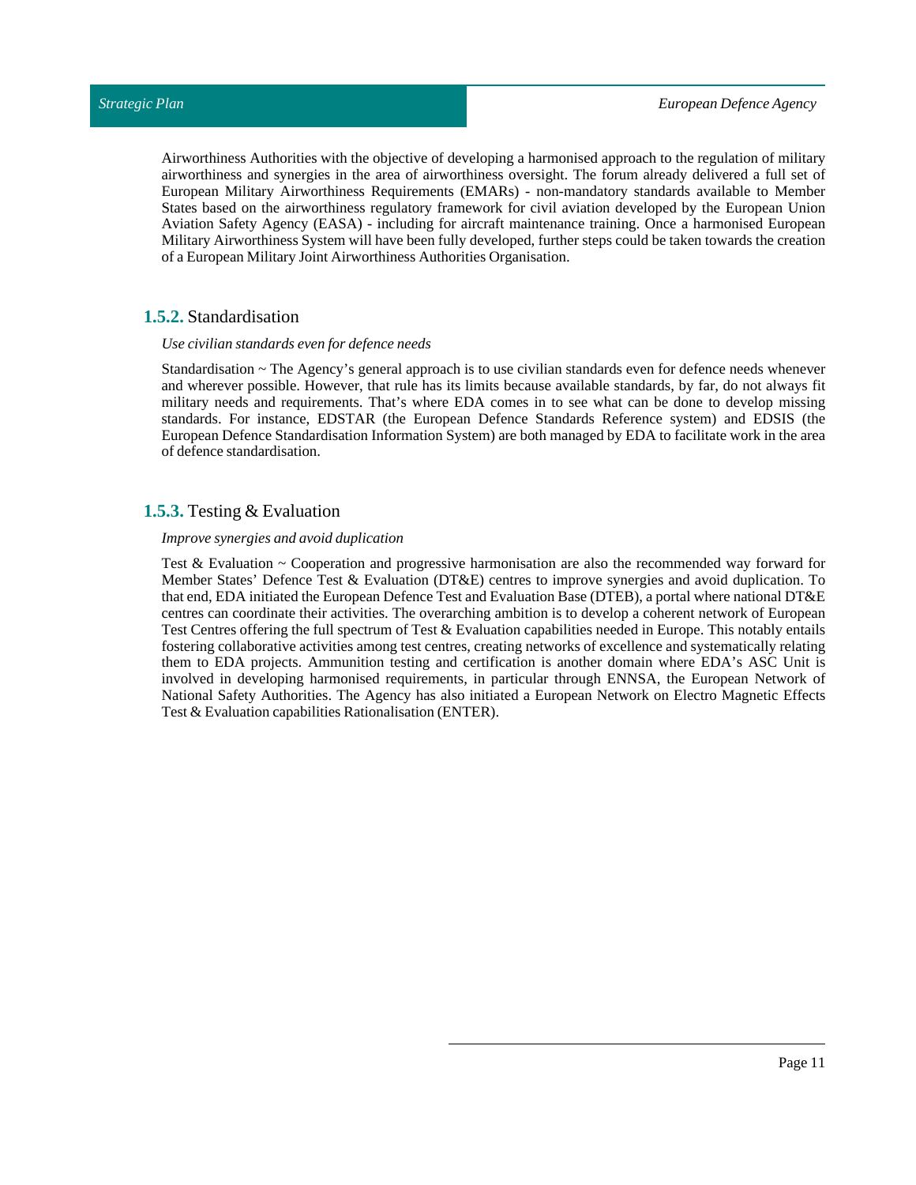Airworthiness Authorities with the objective of developing a harmonised approach to the regulation of military airworthiness and synergies in the area of airworthiness oversight. The forum already delivered a full set of European Military Airworthiness Requirements (EMARs) - non-mandatory standards available to Member States based on the airworthiness regulatory framework for civil aviation developed by the European Union Aviation Safety Agency (EASA) - including for aircraft maintenance training. Once a harmonised European Military Airworthiness System will have been fully developed, further steps could be taken towards the creation of a European Military Joint Airworthiness Authorities Organisation.

### **1.5.2.** Standardisation

*Use civilian standards even for defence needs*

Standardisation ~ The Agency's general approach is to use civilian standards even for defence needs whenever and wherever possible. However, that rule has its limits because available standards, by far, do not always fit military needs and requirements. That's where EDA comes in to see what can be done to develop missing standards. For instance, EDSTAR (the European Defence Standards Reference system) and EDSIS (the European Defence Standardisation Information System) are both managed by EDA to facilitate work in the area of defence standardisation.

### **1.5.3.** Testing & Evaluation

*Improve synergies and avoid duplication*

Test & Evaluation ~ Cooperation and progressive harmonisation are also the recommended way forward for Member States' Defence Test & Evaluation (DT&E) centres to improve synergies and avoid duplication. To that end, EDA initiated the European Defence Test and Evaluation Base (DTEB), a portal where national DT&E centres can coordinate their activities. The overarching ambition is to develop a coherent network of European Test Centres offering the full spectrum of Test & Evaluation capabilities needed in Europe. This notably entails fostering collaborative activities among test centres, creating networks of excellence and systematically relating them to EDA projects. Ammunition testing and certification is another domain where EDA's ASC Unit is involved in developing harmonised requirements, in particular through ENNSA, the European Network of National Safety Authorities. The Agency has also initiated a European Network on Electro Magnetic Effects Test & Evaluation capabilities Rationalisation (ENTER).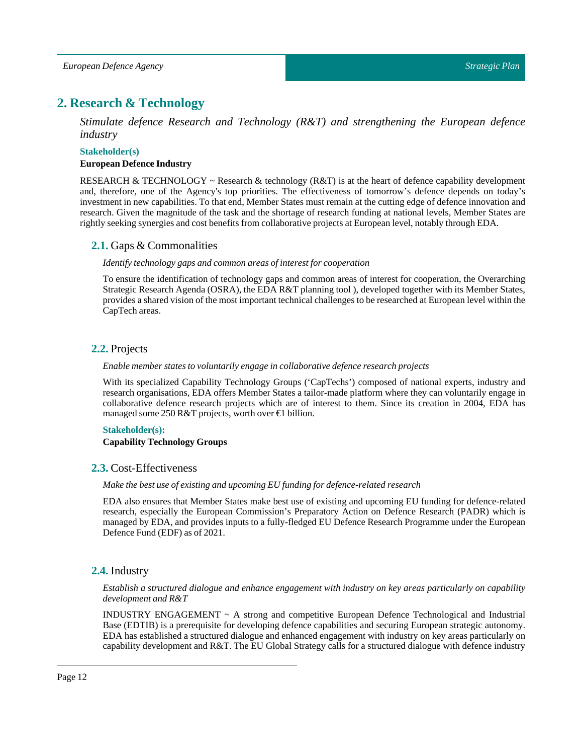## 2. Research & Technology

*Stimulate defence Research and Technology (R&T) and strengthening the European defence industry*

**Stakeholder(s)**

**European Defence Industry**

RESEARCH & TECHNOLOGY ~ Research & technology (R&T) is at the heart of defence capability development and, therefore, one of the Agency's top priorities. The effectiveness of tomorrow's defence depends on today's investment in new capabilities. To that end, Member States must remain at the cutting edge of defence innovation and research. Given the magnitude of the task and the shortage of research funding at national levels, Member States are rightly seeking synergies and cost benefits from collaborative projects at European level, notably through EDA.

### 2.1. Gaps & Commonalities

*Identify technology gaps and common areas of interest for cooperation*

To ensure the identification of technology gaps and common areas of interest for cooperation, the Overarching Strategic Research Agenda (OSRA), the EDA R&T planning tool ), developed together with its Member States, provides a shared vision of the most important technical challenges to be researched at European level within the CapTech areas.

### 2.2. Projects

*Enable member states to voluntarily engage in collaborative defence research projects*

With its specialized Capability Technology Groups ('CapTechs') composed of national experts, industry and research organisations, EDA offers Member States a tailor-made platform where they can voluntarily engage in collaborative defence research projects which are of interest to them. Since its creation in 2004, EDA has managed some 250 R&T projects, worth over €1 billion.

**Stakeholder(s):**

**Capability Technology Groups**

### 2.3. Cost-Effectiveness

*Make the best use of existing and upcoming EU funding for defence-related research*

EDA also ensures that Member States make best use of existing and upcoming EU funding for defence-related research, especially the European Commission's Preparatory Action on Defence Research (PADR) which is managed by EDA, and provides inputs to a fully-fledged EU Defence Research Programme under the European Defence Fund (EDF) as of 2021.

### 2.4. Industry

*Establish a structured dialogue and enhance engagement with industry on key areas particularly on capability development and R&T*

INDUSTRY ENGAGEMENT ~ A strong and competitive European Defence Technological and Industrial Base (EDTIB) is a prerequisite for developing defence capabilities and securing European strategic autonomy. EDA has established a structured dialogue and enhanced engagement with industry on key areas particularly on capability development and R&T. The EU Global Strategy calls for a structured dialogue with defence industry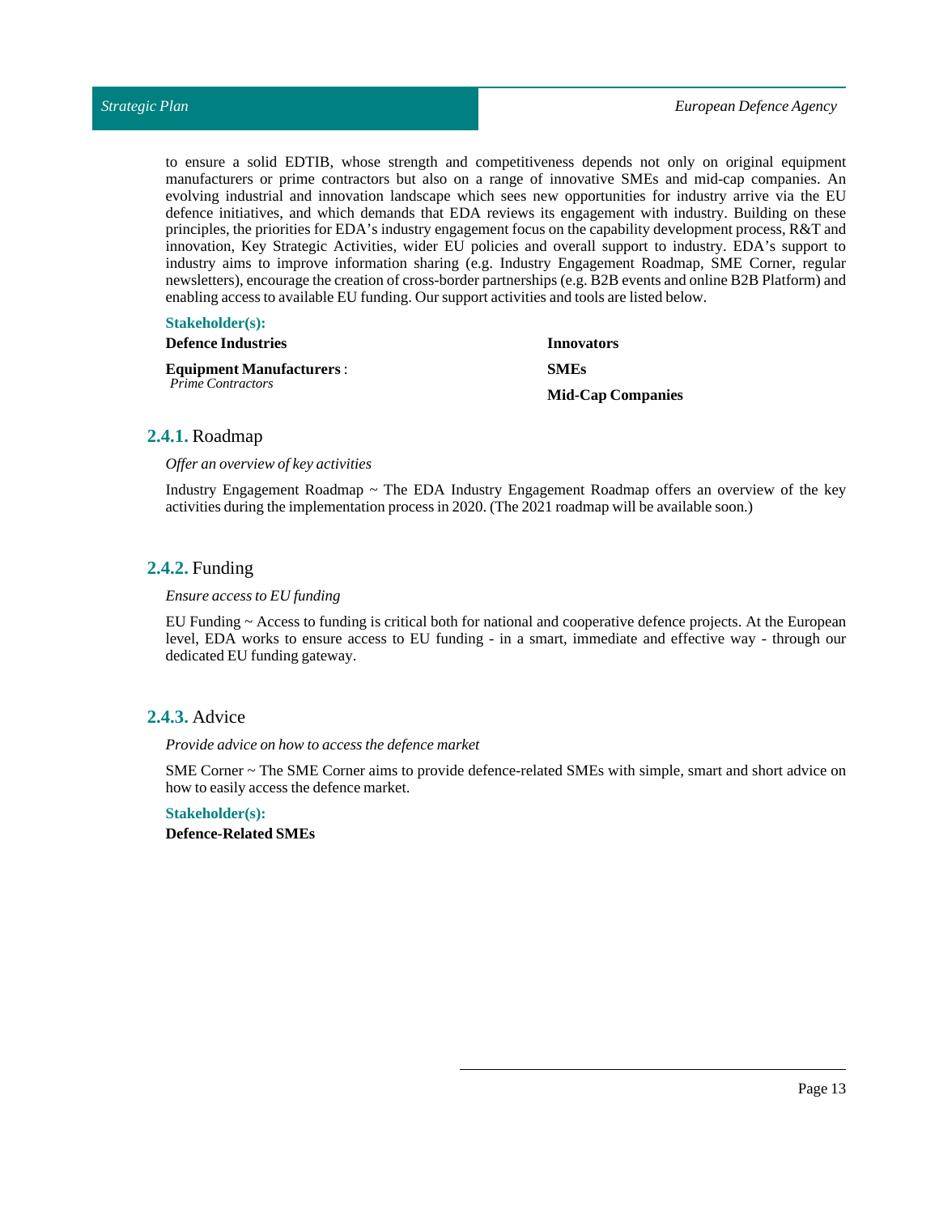to ensure a solid EDTIB, whose strength and competitiveness depends not only on original equipment manufacturers or prime contractors but also on a range of innovative SMEs and mid-cap companies. An evolving industrial and innovation landscape which sees new opportunities for industry arrive via the EU defence initiatives, and which demands that EDA reviews its engagement with industry. Building on these principles, the priorities for EDA's industry engagement focus on the capability development process, R&T and innovation, Key Strategic Activities, wider EU policies and overall support to industry. EDA's support to industry aims to improve information sharing (e.g. Industry Engagement Roadmap, SME Corner, regular newsletters), encourage the creation of cross-border partnerships (e.g. B2B events and online B2B Platform) and enabling access to available EU funding. Our support activities and tools are listed below.

**Stakeholder(s):**

**Defence Industries**

**Equipment Manufacturers** :
*Prime Contractors*

**Innovators**

**SMEs**

**Mid-Cap Companies**

### 2.4.1. Roadmap

*Offer an overview of key activities*

Industry Engagement Roadmap ~ The EDA Industry Engagement Roadmap offers an overview of the key activities during the implementation process in 2020. (The 2021 roadmap will be available soon.)

### 2.4.2. Funding

*Ensure access to EU funding*

EU Funding ~ Access to funding is critical both for national and cooperative defence projects. At the European level, EDA works to ensure access to EU funding - in a smart, immediate and effective way - through our dedicated EU funding gateway.

### 2.4.3. Advice

*Provide advice on how to access the defence market*

SME Corner ~ The SME Corner aims to provide defence-related SMEs with simple, smart and short advice on how to easily access the defence market.

**Stakeholder(s):**

**Defence-Related SMEs**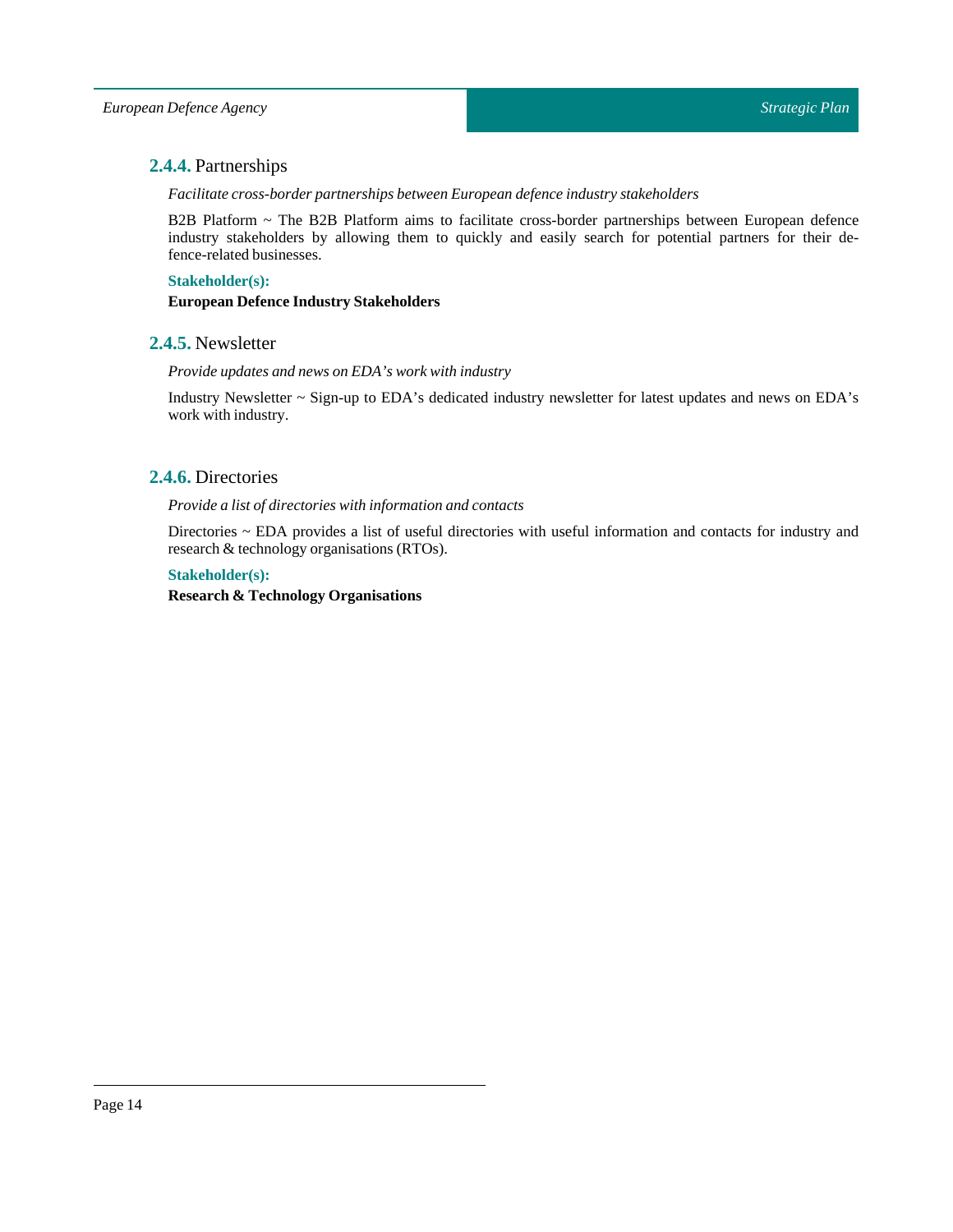### 2.4.4. Partnerships

*Facilitate cross-border partnerships between European defence industry stakeholders*

B2B Platform ~ The B2B Platform aims to facilitate cross-border partnerships between European defence industry stakeholders by allowing them to quickly and easily search for potential partners for their defence-related businesses.

**Stakeholder(s):**

**European Defence Industry Stakeholders**

### 2.4.5. Newsletter

*Provide updates and news on EDA's work with industry*

Industry Newsletter ~ Sign-up to EDA's dedicated industry newsletter for latest updates and news on EDA's work with industry.

### 2.4.6. Directories

*Provide a list of directories with information and contacts*

Directories ~ EDA provides a list of useful directories with useful information and contacts for industry and research & technology organisations (RTOs).

**Stakeholder(s):**

**Research & Technology Organisations**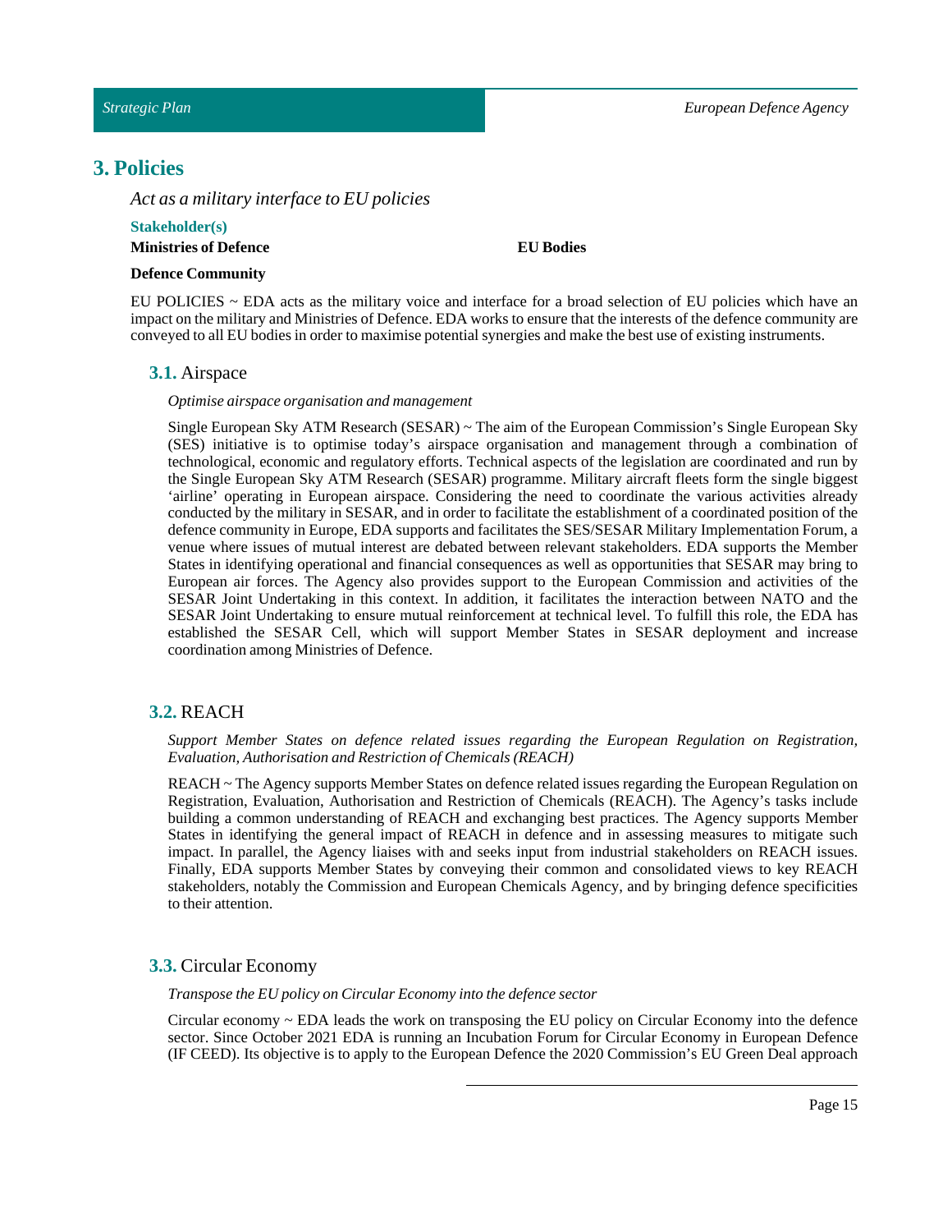# 3. Policies

*Act as a military interface to EU policies*

**Stakeholder(s)**

**Ministries of Defence**

**EU Bodies**

**Defence Community**

EU POLICIES ~ EDA acts as the military voice and interface for a broad selection of EU policies which have an impact on the military and Ministries of Defence. EDA works to ensure that the interests of the defence community are conveyed to all EU bodies in order to maximise potential synergies and make the best use of existing instruments.

## 3.1. Airspace

*Optimise airspace organisation and management*

Single European Sky ATM Research (SESAR) ~ The aim of the European Commission's Single European Sky (SES) initiative is to optimise today's airspace organisation and management through a combination of technological, economic and regulatory efforts. Technical aspects of the legislation are coordinated and run by the Single European Sky ATM Research (SESAR) programme. Military aircraft fleets form the single biggest 'airline' operating in European airspace. Considering the need to coordinate the various activities already conducted by the military in SESAR, and in order to facilitate the establishment of a coordinated position of the defence community in Europe, EDA supports and facilitates the SES/SESAR Military Implementation Forum, a venue where issues of mutual interest are debated between relevant stakeholders. EDA supports the Member States in identifying operational and financial consequences as well as opportunities that SESAR may bring to European air forces. The Agency also provides support to the European Commission and activities of the SESAR Joint Undertaking in this context. In addition, it facilitates the interaction between NATO and the SESAR Joint Undertaking to ensure mutual reinforcement at technical level. To fulfill this role, the EDA has established the SESAR Cell, which will support Member States in SESAR deployment and increase coordination among Ministries of Defence.

## 3.2. REACH

*Support Member States on defence related issues regarding the European Regulation on Registration, Evaluation, Authorisation and Restriction of Chemicals (REACH)*

REACH ~ The Agency supports Member States on defence related issues regarding the European Regulation on Registration, Evaluation, Authorisation and Restriction of Chemicals (REACH). The Agency's tasks include building a common understanding of REACH and exchanging best practices. The Agency supports Member States in identifying the general impact of REACH in defence and in assessing measures to mitigate such impact. In parallel, the Agency liaises with and seeks input from industrial stakeholders on REACH issues. Finally, EDA supports Member States by conveying their common and consolidated views to key REACH stakeholders, notably the Commission and European Chemicals Agency, and by bringing defence specificities to their attention.

## 3.3. Circular Economy

*Transpose the EU policy on Circular Economy into the defence sector*

Circular economy ~ EDA leads the work on transposing the EU policy on Circular Economy into the defence sector. Since October 2021 EDA is running an Incubation Forum for Circular Economy in European Defence (IF CEED). Its objective is to apply to the European Defence the 2020 Commission's EU Green Deal approach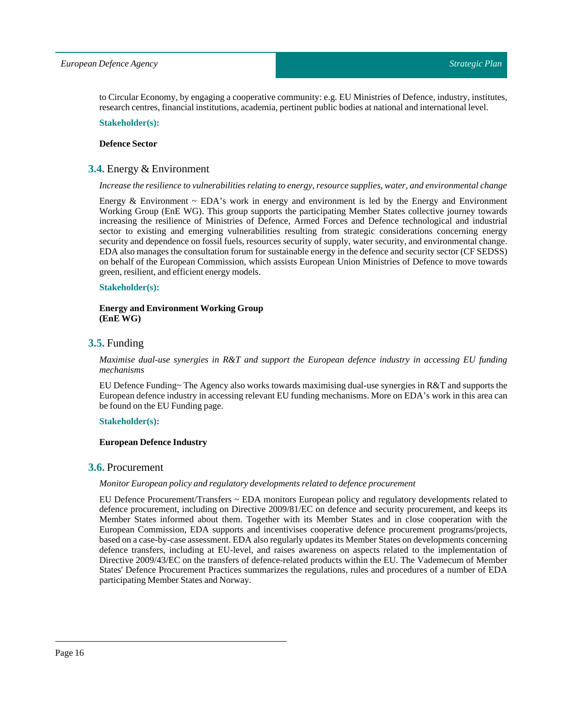to Circular Economy, by engaging a cooperative community: e.g. EU Ministries of Defence, industry, institutes, research centres, financial institutions, academia, pertinent public bodies at national and international level.

**Stakeholder(s):**

**Defence Sector**

## 3.4. Energy & Environment

*Increase the resilience to vulnerabilities relating to energy, resource supplies, water, and environmental change*

Energy & Environment ~ EDA's work in energy and environment is led by the Energy and Environment Working Group (EnE WG). This group supports the participating Member States collective journey towards increasing the resilience of Ministries of Defence, Armed Forces and Defence technological and industrial sector to existing and emerging vulnerabilities resulting from strategic considerations concerning energy security and dependence on fossil fuels, resources security of supply, water security, and environmental change. EDA also manages the consultation forum for sustainable energy in the defence and security sector (CF SEDSS) on behalf of the European Commission, which assists European Union Ministries of Defence to move towards green, resilient, and efficient energy models.

**Stakeholder(s):**

**Energy and Environment Working Group (EnE WG)**

## 3.5. Funding

*Maximise dual-use synergies in R&T and support the European defence industry in accessing EU funding mechanisms*

EU Defence Funding~ The Agency also works towards maximising dual-use synergies in R&T and supports the European defence industry in accessing relevant EU funding mechanisms. More on EDA's work in this area can be found on the EU Funding page.

**Stakeholder(s):**

**European Defence Industry**

## 3.6. Procurement

*Monitor European policy and regulatory developments related to defence procurement*

EU Defence Procurement/Transfers ~ EDA monitors European policy and regulatory developments related to defence procurement, including on Directive 2009/81/EC on defence and security procurement, and keeps its Member States informed about them. Together with its Member States and in close cooperation with the European Commission, EDA supports and incentivises cooperative defence procurement programs/projects, based on a case-by-case assessment. EDA also regularly updates its Member States on developments concerning defence transfers, including at EU-level, and raises awareness on aspects related to the implementation of Directive 2009/43/EC on the transfers of defence-related products within the EU. The Vademecum of Member States' Defence Procurement Practices summarizes the regulations, rules and procedures of a number of EDA participating Member States and Norway.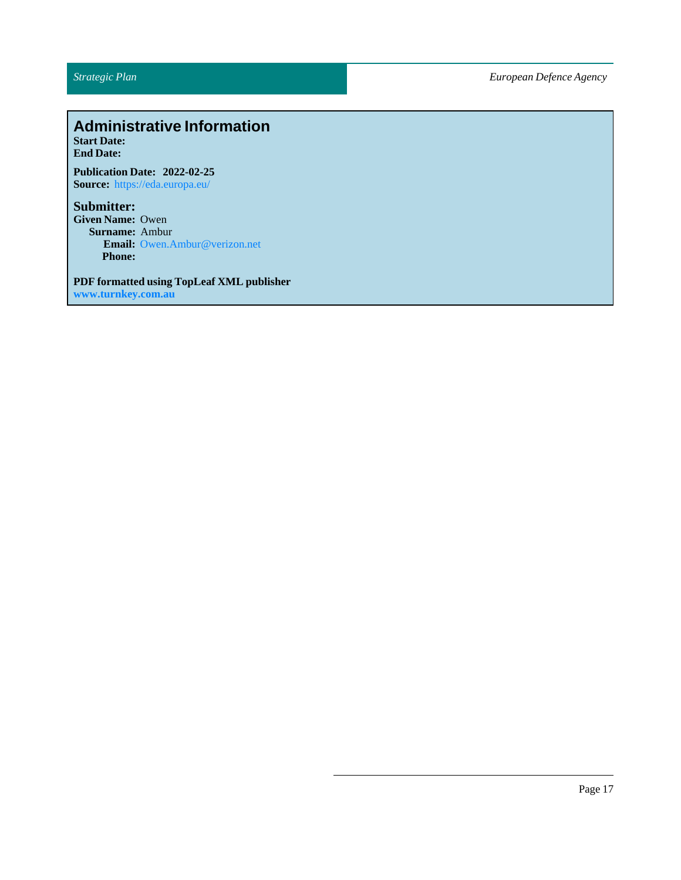## Administrative Information

**Start Date:**

**End Date:**

**Publication Date:** **2022-02-25**

**Source:** https://eda.europa.eu/

### Submitter:

**Given Name:** Owen

**Surname:** Ambur

**Email:** Owen.Ambur@verizon.net

**Phone:**

**PDF formatted using TopLeaf XML publisher**

**www.turnkey.com.au**